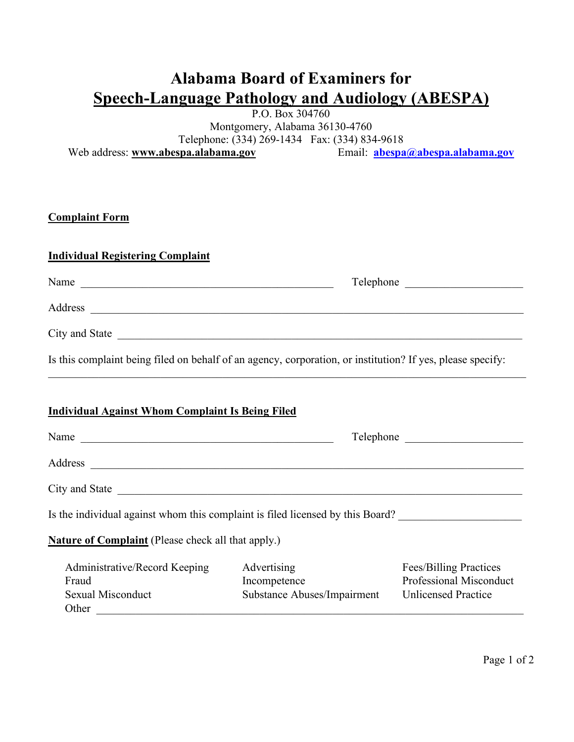# Alabama Board of Examiners for Speech-Language Pathology and Audiology (ABESPA)

P.O. Box 304760
Montgomery, Alabama 36130-4760
Telephone: (334) 269-1434 Fax: (334) 834-9618
Web address: **www.abespa.alabama.gov** Email: **abespa@abespa.alabama.gov**

## Complaint Form

### Individual Registering Complaint

Name ______________________________________________ Telephone ______________________

Address ______________________________________________________________________________

City and State __________________________________________________________________________

Is this complaint being filed on behalf of an agency, corporation, or institution? If yes, please specify:

______________________________________________________________________________________

### Individual Against Whom Complaint Is Being Filed

Name ______________________________________________ Telephone ______________________

Address ______________________________________________________________________________

City and State __________________________________________________________________________

Is the individual against whom this complaint is filed licensed by this Board? ______________________

**Nature of Complaint** (Please check all that apply.)

- Administrative/Record Keeping
- Advertising
- Fees/Billing Practices
- Fraud
- Incompetence
- Professional Misconduct
- Sexual Misconduct
- Substance Abuses/Impairment
- Unlicensed Practice
- Other ____________________________________________________________________________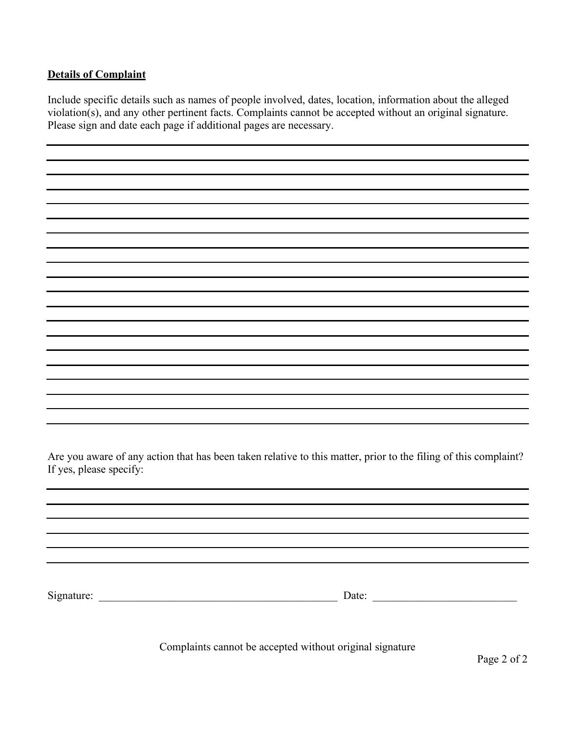**Details of Complaint**

Include specific details such as names of people involved, dates, location, information about the alleged violation(s), and any other pertinent facts. Complaints cannot be accepted without an original signature. Please sign and date each page if additional pages are necessary.

Are you aware of any action that has been taken relative to this matter, prior to the filing of this complaint? If yes, please specify:

Signature: ____________________________________________ Date: __________________________

Complaints cannot be accepted without original signature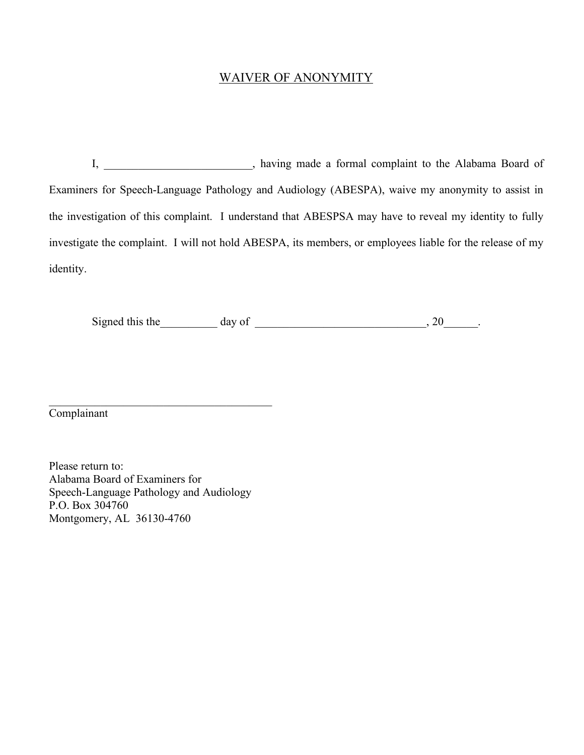# WAIVER OF ANONYMITY

I, _________________________, having made a formal complaint to the Alabama Board of Examiners for Speech-Language Pathology and Audiology (ABESPA), waive my anonymity to assist in the investigation of this complaint. I understand that ABESPSA may have to reveal my identity to fully investigate the complaint. I will not hold ABESPA, its members, or employees liable for the release of my identity.

Signed this the__________ day of ______________________________, 20______.

_________________________________________
Complainant

Please return to:
Alabama Board of Examiners for
Speech-Language Pathology and Audiology
P.O. Box 304760
Montgomery, AL 36130-4760